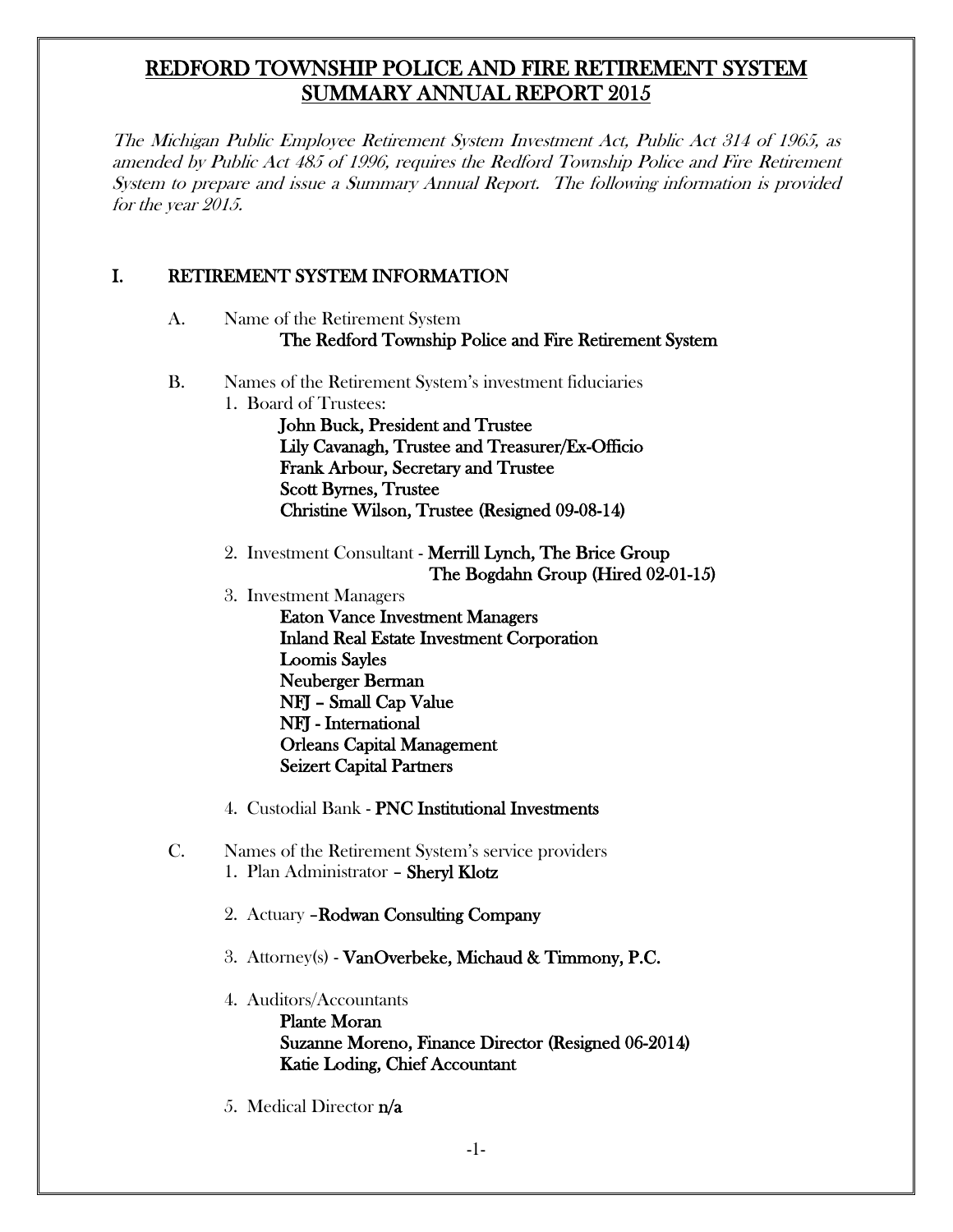# REDFORD TOWNSHIP POLICE AND FIRE RETIREMENT SYSTEM SUMMARY ANNUAL REPORT 2015

*The Michigan Public Employee Retirement System Investment Act, Public Act 314 of 1965, as amended by Public Act 485 of 1996, requires the Redford Township Police and Fire Retirement System to prepare and issue a Summary Annual Report. The following information is provided for the year 2015.*

## I. RETIREMENT SYSTEM INFORMATION

A. Name of the Retirement System
  **The Redford Township Police and Fire Retirement System**

B. Names of the Retirement System's investment fiduciaries

1. Board of Trustees:
   - **John Buck, President and Trustee**
   - **Lily Cavanagh, Trustee and Treasurer/Ex-Officio**
   - **Frank Arbour, Secretary and Trustee**
   - **Scott Byrnes, Trustee**
   - **Christine Wilson, Trustee (Resigned 09-08-14)**

2. Investment Consultant - **Merrill Lynch, The Brice Group**
   **The Bogdahn Group (Hired 02-01-15)**

3. Investment Managers
   - **Eaton Vance Investment Managers**
   - **Inland Real Estate Investment Corporation**
   - **Loomis Sayles**
   - **Neuberger Berman**
   - **NFJ – Small Cap Value**
   - **NFJ - International**
   - **Orleans Capital Management**
   - **Seizert Capital Partners**

4. Custodial Bank - **PNC Institutional Investments**

C. Names of the Retirement System's service providers

1. Plan Administrator – **Sheryl Klotz**

2. Actuary –**Rodwan Consulting Company**

3. Attorney(s) - **VanOverbeke, Michaud & Timmony, P.C.**

4. Auditors/Accountants
   - **Plante Moran**
   - **Suzanne Moreno, Finance Director (Resigned 06-2014)**
   - **Katie Loding, Chief Accountant**

5. Medical Director **n/a**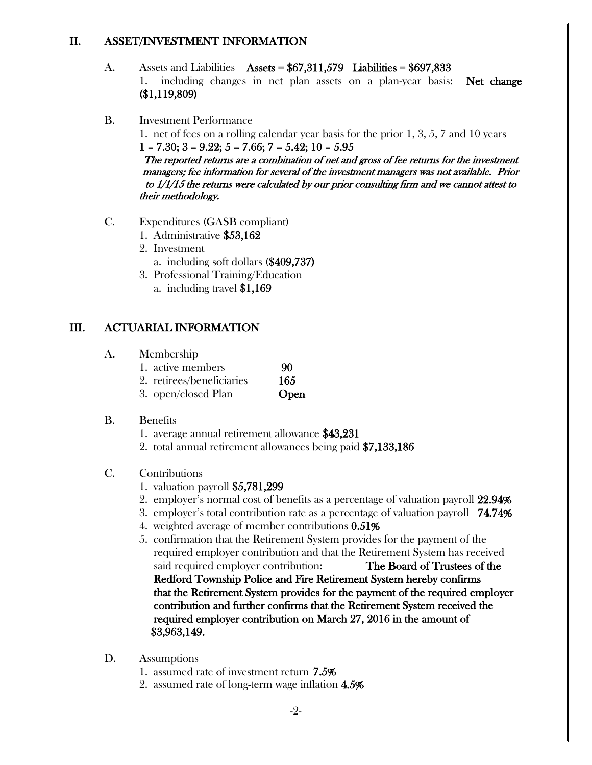## II. ASSET/INVESTMENT INFORMATION

A. Assets and Liabilities **Assets = $67,311,579 Liabilities = $697,833**

1. including changes in net plan assets on a plan-year basis: **Net change ($1,119,809)**

B. Investment Performance

1. net of fees on a rolling calendar year basis for the prior 1, 3, 5, 7 and 10 years
**1 – 7.30; 3 – 9.22; 5 – 7.66; 7 – 5.42; 10 – 5.95**
***The reported returns are a combination of net and gross of fee returns for the investment managers; fee information for several of the investment managers was not available. Prior to 1/1/15 the returns were calculated by our prior consulting firm and we cannot attest to their methodology.***

C. Expenditures (GASB compliant)

1. Administrative **$53,162**
2. Investment
   a. including soft dollars **($409,737)**
3. Professional Training/Education
   a. including travel **$1,169**

## III. ACTUARIAL INFORMATION

A. Membership

1. active members **90**
2. retirees/beneficiaries **165**
3. open/closed Plan **Open**

B. Benefits

1. average annual retirement allowance **$43,231**
2. total annual retirement allowances being paid **$7,133,186**

C. Contributions

1. valuation payroll **$5,781,299**
2. employer's normal cost of benefits as a percentage of valuation payroll **22.94%**
3. employer's total contribution rate as a percentage of valuation payroll **74.74%**
4. weighted average of member contributions **0.51%**
5. confirmation that the Retirement System provides for the payment of the required employer contribution and that the Retirement System has received said required employer contribution: **The Board of Trustees of the Redford Township Police and Fire Retirement System hereby confirms that the Retirement System provides for the payment of the required employer contribution and further confirms that the Retirement System received the required employer contribution on March 27, 2016 in the amount of $3,963,149.**

D. Assumptions

1. assumed rate of investment return **7.5%**
2. assumed rate of long-term wage inflation **4.5%**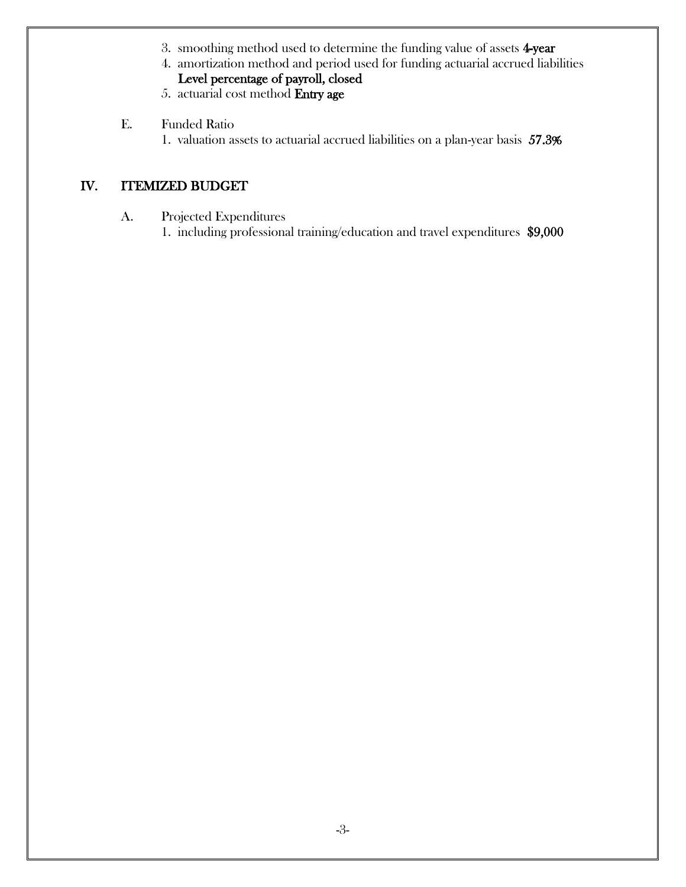3. smoothing method used to determine the funding value of assets **4-year**
4. amortization method and period used for funding actuarial accrued liabilities **Level percentage of payroll, closed**
5. actuarial cost method **Entry age**

E. Funded Ratio

1. valuation assets to actuarial accrued liabilities on a plan-year basis **57.3%**

## IV. ITEMIZED BUDGET

A. Projected Expenditures

1. including professional training/education and travel expenditures **$9,000**